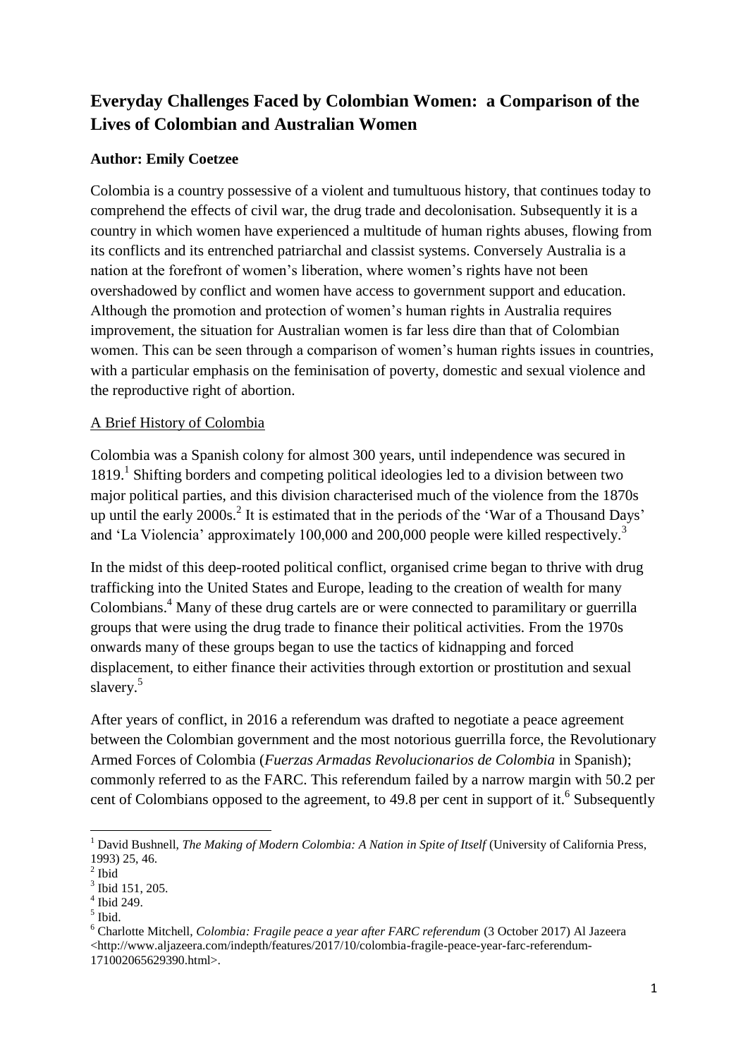# Everyday Challenges Faced by Colombian Women: a Comparison of the Lives of Colombian and Australian Women

**Author: Emily Coetzee**

Colombia is a country possessive of a violent and tumultuous history, that continues today to comprehend the effects of civil war, the drug trade and decolonisation. Subsequently it is a country in which women have experienced a multitude of human rights abuses, flowing from its conflicts and its entrenched patriarchal and classist systems. Conversely Australia is a nation at the forefront of women's liberation, where women's rights have not been overshadowed by conflict and women have access to government support and education. Although the promotion and protection of women's human rights in Australia requires improvement, the situation for Australian women is far less dire than that of Colombian women. This can be seen through a comparison of women's human rights issues in countries, with a particular emphasis on the feminisation of poverty, domestic and sexual violence and the reproductive right of abortion.

## A Brief History of Colombia

Colombia was a Spanish colony for almost 300 years, until independence was secured in 1819.[1] Shifting borders and competing political ideologies led to a division between two major political parties, and this division characterised much of the violence from the 1870s up until the early 2000s.[2] It is estimated that in the periods of the 'War of a Thousand Days' and 'La Violencia' approximately 100,000 and 200,000 people were killed respectively.[3]

In the midst of this deep-rooted political conflict, organised crime began to thrive with drug trafficking into the United States and Europe, leading to the creation of wealth for many Colombians.[4] Many of these drug cartels are or were connected to paramilitary or guerrilla groups that were using the drug trade to finance their political activities. From the 1970s onwards many of these groups began to use the tactics of kidnapping and forced displacement, to either finance their activities through extortion or prostitution and sexual slavery.[5]

After years of conflict, in 2016 a referendum was drafted to negotiate a peace agreement between the Colombian government and the most notorious guerrilla force, the Revolutionary Armed Forces of Colombia (*Fuerzas Armadas Revolucionarios de Colombia* in Spanish); commonly referred to as the FARC. This referendum failed by a narrow margin with 50.2 per cent of Colombians opposed to the agreement, to 49.8 per cent in support of it.[6] Subsequently

---

[1] David Bushnell, *The Making of Modern Colombia: A Nation in Spite of Itself* (University of California Press, 1993) 25, 46.

[2] Ibid

[3] Ibid 151, 205.

[4] Ibid 249.

[5] Ibid.

[6] Charlotte Mitchell, *Colombia: Fragile peace a year after FARC referendum* (3 October 2017) Al Jazeera <http://www.aljazeera.com/indepth/features/2017/10/colombia-fragile-peace-year-farc-referendum-171002065629390.html>.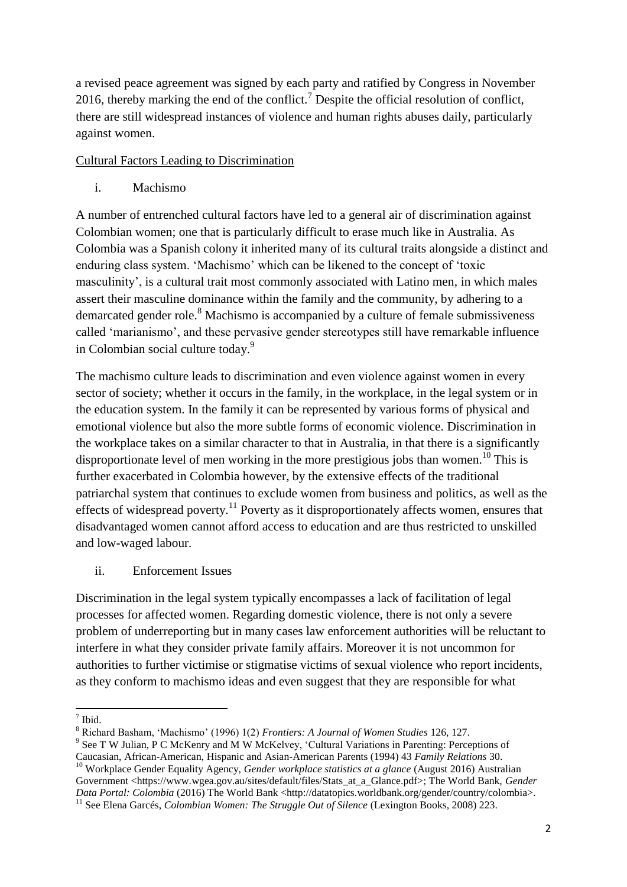a revised peace agreement was signed by each party and ratified by Congress in November 2016, thereby marking the end of the conflict.[7] Despite the official resolution of conflict, there are still widespread instances of violence and human rights abuses daily, particularly against women.

## Cultural Factors Leading to Discrimination

### i. Machismo

A number of entrenched cultural factors have led to a general air of discrimination against Colombian women; one that is particularly difficult to erase much like in Australia. As Colombia was a Spanish colony it inherited many of its cultural traits alongside a distinct and enduring class system. 'Machismo' which can be likened to the concept of 'toxic masculinity', is a cultural trait most commonly associated with Latino men, in which males assert their masculine dominance within the family and the community, by adhering to a demarcated gender role.[8] Machismo is accompanied by a culture of female submissiveness called 'marianismo', and these pervasive gender stereotypes still have remarkable influence in Colombian social culture today.[9]

The machismo culture leads to discrimination and even violence against women in every sector of society; whether it occurs in the family, in the workplace, in the legal system or in the education system. In the family it can be represented by various forms of physical and emotional violence but also the more subtle forms of economic violence. Discrimination in the workplace takes on a similar character to that in Australia, in that there is a significantly disproportionate level of men working in the more prestigious jobs than women.[10] This is further exacerbated in Colombia however, by the extensive effects of the traditional patriarchal system that continues to exclude women from business and politics, as well as the effects of widespread poverty.[11] Poverty as it disproportionately affects women, ensures that disadvantaged women cannot afford access to education and are thus restricted to unskilled and low-waged labour.

### ii. Enforcement Issues

Discrimination in the legal system typically encompasses a lack of facilitation of legal processes for affected women. Regarding domestic violence, there is not only a severe problem of underreporting but in many cases law enforcement authorities will be reluctant to interfere in what they consider private family affairs. Moreover it is not uncommon for authorities to further victimise or stigmatise victims of sexual violence who report incidents, as they conform to machismo ideas and even suggest that they are responsible for what

---

[7] Ibid.

[8] Richard Basham, 'Machismo' (1996) 1(2) *Frontiers: A Journal of Women Studies* 126, 127.

[9] See T W Julian, P C McKenry and M W McKelvey, 'Cultural Variations in Parenting: Perceptions of Caucasian, African-American, Hispanic and Asian-American Parents (1994) 43 *Family Relations* 30.

[10] Workplace Gender Equality Agency, *Gender workplace statistics at a glance* (August 2016) Australian Government <https://www.wgea.gov.au/sites/default/files/Stats_at_a_Glance.pdf>; The World Bank, *Gender Data Portal: Colombia* (2016) The World Bank <http://datatopics.worldbank.org/gender/country/colombia>.

[11] See Elena Garcés, *Colombian Women: The Struggle Out of Silence* (Lexington Books, 2008) 223.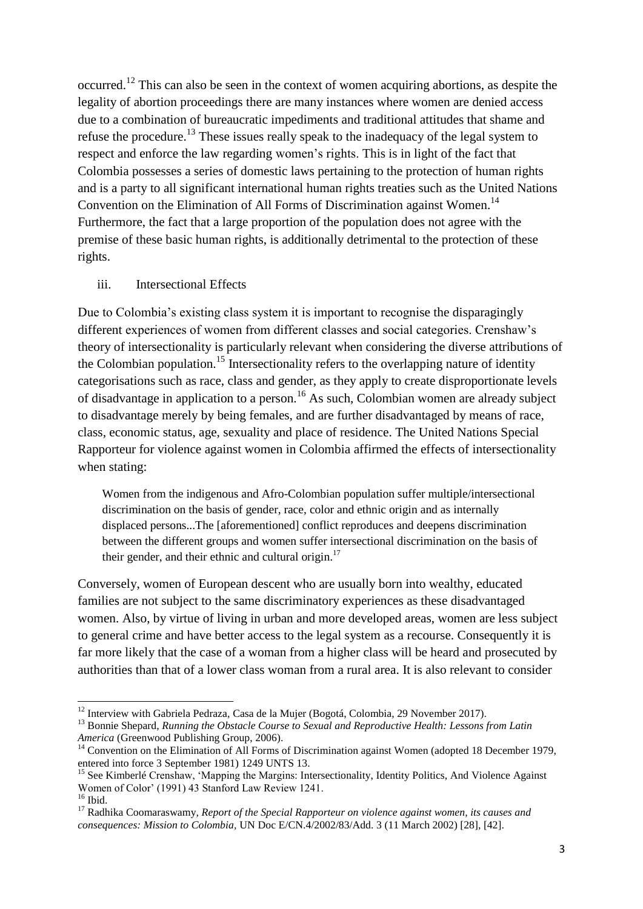occurred.[12] This can also be seen in the context of women acquiring abortions, as despite the legality of abortion proceedings there are many instances where women are denied access due to a combination of bureaucratic impediments and traditional attitudes that shame and refuse the procedure.[13] These issues really speak to the inadequacy of the legal system to respect and enforce the law regarding women's rights. This is in light of the fact that Colombia possesses a series of domestic laws pertaining to the protection of human rights and is a party to all significant international human rights treaties such as the United Nations Convention on the Elimination of All Forms of Discrimination against Women.[14] Furthermore, the fact that a large proportion of the population does not agree with the premise of these basic human rights, is additionally detrimental to the protection of these rights.

### iii. Intersectional Effects

Due to Colombia's existing class system it is important to recognise the disparagingly different experiences of women from different classes and social categories. Crenshaw's theory of intersectionality is particularly relevant when considering the diverse attributions of the Colombian population.[15] Intersectionality refers to the overlapping nature of identity categorisations such as race, class and gender, as they apply to create disproportionate levels of disadvantage in application to a person.[16] As such, Colombian women are already subject to disadvantage merely by being females, and are further disadvantaged by means of race, class, economic status, age, sexuality and place of residence. The United Nations Special Rapporteur for violence against women in Colombia affirmed the effects of intersectionality when stating:

> Women from the indigenous and Afro-Colombian population suffer multiple/intersectional discrimination on the basis of gender, race, color and ethnic origin and as internally displaced persons...The [aforementioned] conflict reproduces and deepens discrimination between the different groups and women suffer intersectional discrimination on the basis of their gender, and their ethnic and cultural origin.[17]

Conversely, women of European descent who are usually born into wealthy, educated families are not subject to the same discriminatory experiences as these disadvantaged women. Also, by virtue of living in urban and more developed areas, women are less subject to general crime and have better access to the legal system as a recourse. Consequently it is far more likely that the case of a woman from a higher class will be heard and prosecuted by authorities than that of a lower class woman from a rural area. It is also relevant to consider

---

[12] Interview with Gabriela Pedraza, Casa de la Mujer (Bogotá, Colombia, 29 November 2017).

[13] Bonnie Shepard, *Running the Obstacle Course to Sexual and Reproductive Health: Lessons from Latin America* (Greenwood Publishing Group, 2006).

[14] Convention on the Elimination of All Forms of Discrimination against Women (adopted 18 December 1979, entered into force 3 September 1981) 1249 UNTS 13.

[15] See Kimberlé Crenshaw, 'Mapping the Margins: Intersectionality, Identity Politics, And Violence Against Women of Color' (1991) 43 Stanford Law Review 1241.

[16] Ibid.

[17] Radhika Coomaraswamy, *Report of the Special Rapporteur on violence against women, its causes and consequences: Mission to Colombia,* UN Doc E/CN.4/2002/83/Add. 3 (11 March 2002) [28], [42].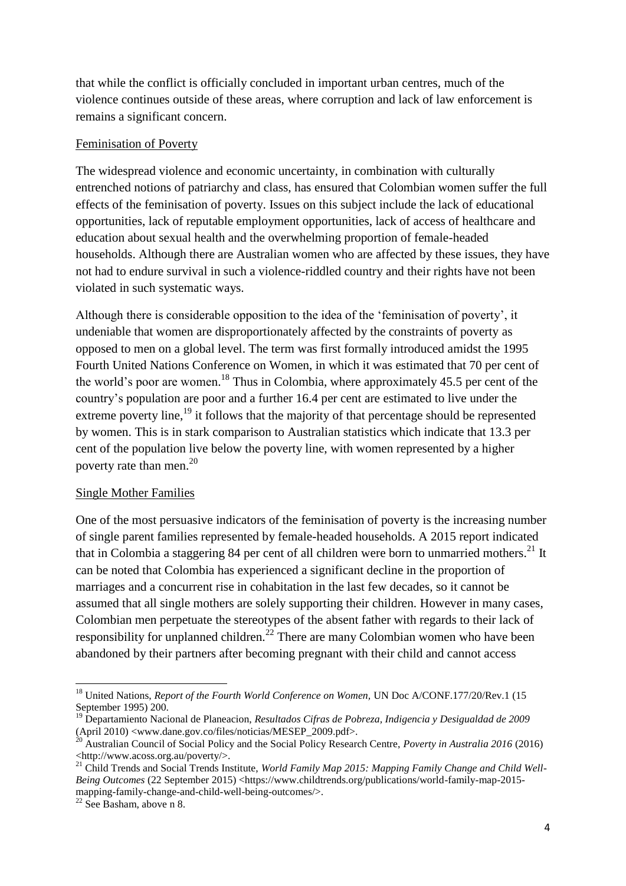that while the conflict is officially concluded in important urban centres, much of the violence continues outside of these areas, where corruption and lack of law enforcement is remains a significant concern.

Feminisation of Poverty

The widespread violence and economic uncertainty, in combination with culturally entrenched notions of patriarchy and class, has ensured that Colombian women suffer the full effects of the feminisation of poverty. Issues on this subject include the lack of educational opportunities, lack of reputable employment opportunities, lack of access of healthcare and education about sexual health and the overwhelming proportion of female-headed households. Although there are Australian women who are affected by these issues, they have not had to endure survival in such a violence-riddled country and their rights have not been violated in such systematic ways.

Although there is considerable opposition to the idea of the 'feminisation of poverty', it undeniable that women are disproportionately affected by the constraints of poverty as opposed to men on a global level. The term was first formally introduced amidst the 1995 Fourth United Nations Conference on Women, in which it was estimated that 70 per cent of the world's poor are women.[18] Thus in Colombia, where approximately 45.5 per cent of the country's population are poor and a further 16.4 per cent are estimated to live under the extreme poverty line,[19] it follows that the majority of that percentage should be represented by women. This is in stark comparison to Australian statistics which indicate that 13.3 per cent of the population live below the poverty line, with women represented by a higher poverty rate than men.[20]

Single Mother Families

One of the most persuasive indicators of the feminisation of poverty is the increasing number of single parent families represented by female-headed households. A 2015 report indicated that in Colombia a staggering 84 per cent of all children were born to unmarried mothers.[21] It can be noted that Colombia has experienced a significant decline in the proportion of marriages and a concurrent rise in cohabitation in the last few decades, so it cannot be assumed that all single mothers are solely supporting their children. However in many cases, Colombian men perpetuate the stereotypes of the absent father with regards to their lack of responsibility for unplanned children.[22] There are many Colombian women who have been abandoned by their partners after becoming pregnant with their child and cannot access

---

[18] United Nations, *Report of the Fourth World Conference on Women*, UN Doc A/CONF.177/20/Rev.1 (15 September 1995) 200.

[19] Departamiento Nacional de Planeacion, *Resultados Cifras de Pobreza, Indigencia y Desigualdad de 2009* (April 2010) <www.dane.gov.co/files/noticias/MESEP_2009.pdf>.

[20] Australian Council of Social Policy and the Social Policy Research Centre, *Poverty in Australia 2016* (2016) <http://www.acoss.org.au/poverty/>.

[21] Child Trends and Social Trends Institute, *World Family Map 2015: Mapping Family Change and Child Well-Being Outcomes* (22 September 2015) <https://www.childtrends.org/publications/world-family-map-2015-mapping-family-change-and-child-well-being-outcomes/>.

[22] See Basham, above n 8.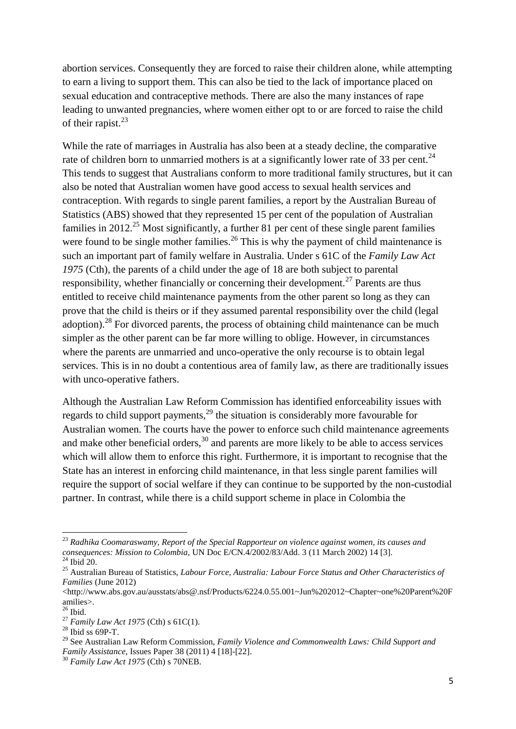abortion services. Consequently they are forced to raise their children alone, while attempting to earn a living to support them. This can also be tied to the lack of importance placed on sexual education and contraceptive methods. There are also the many instances of rape leading to unwanted pregnancies, where women either opt to or are forced to raise the child of their rapist.[23]

While the rate of marriages in Australia has also been at a steady decline, the comparative rate of children born to unmarried mothers is at a significantly lower rate of 33 per cent.[24] This tends to suggest that Australians conform to more traditional family structures, but it can also be noted that Australian women have good access to sexual health services and contraception. With regards to single parent families, a report by the Australian Bureau of Statistics (ABS) showed that they represented 15 per cent of the population of Australian families in 2012.[25] Most significantly, a further 81 per cent of these single parent families were found to be single mother families.[26] This is why the payment of child maintenance is such an important part of family welfare in Australia. Under s 61C of the *Family Law Act 1975* (Cth), the parents of a child under the age of 18 are both subject to parental responsibility, whether financially or concerning their development.[27] Parents are thus entitled to receive child maintenance payments from the other parent so long as they can prove that the child is theirs or if they assumed parental responsibility over the child (legal adoption).[28] For divorced parents, the process of obtaining child maintenance can be much simpler as the other parent can be far more willing to oblige. However, in circumstances where the parents are unmarried and unco-operative the only recourse is to obtain legal services. This is in no doubt a contentious area of family law, as there are traditionally issues with unco-operative fathers.

Although the Australian Law Reform Commission has identified enforceability issues with regards to child support payments,[29] the situation is considerably more favourable for Australian women. The courts have the power to enforce such child maintenance agreements and make other beneficial orders,[30] and parents are more likely to be able to access services which will allow them to enforce this right. Furthermore, it is important to recognise that the State has an interest in enforcing child maintenance, in that less single parent families will require the support of social welfare if they can continue to be supported by the non-custodial partner. In contrast, while there is a child support scheme in place in Colombia the

---

[23] *Radhika Coomaraswamy, Report of the Special Rapporteur on violence against women, its causes and consequences: Mission to Colombia*, UN Doc E/CN.4/2002/83/Add. 3 (11 March 2002) 14 [3].

[24] Ibid 20.

[25] Australian Bureau of Statistics, *Labour Force, Australia: Labour Force Status and Other Characteristics of Families* (June 2012) <http://www.abs.gov.au/ausstats/abs@.nsf/Products/6224.0.55.001~Jun%202012~Chapter~one%20Parent%20Families>.

[26] Ibid.

[27] *Family Law Act 1975* (Cth) s 61C(1).

[28] Ibid ss 69P-T.

[29] See Australian Law Reform Commission, *Family Violence and Commonwealth Laws: Child Support and Family Assistance*, Issues Paper 38 (2011) 4 [18]-[22].

[30] *Family Law Act 1975* (Cth) s 70NEB.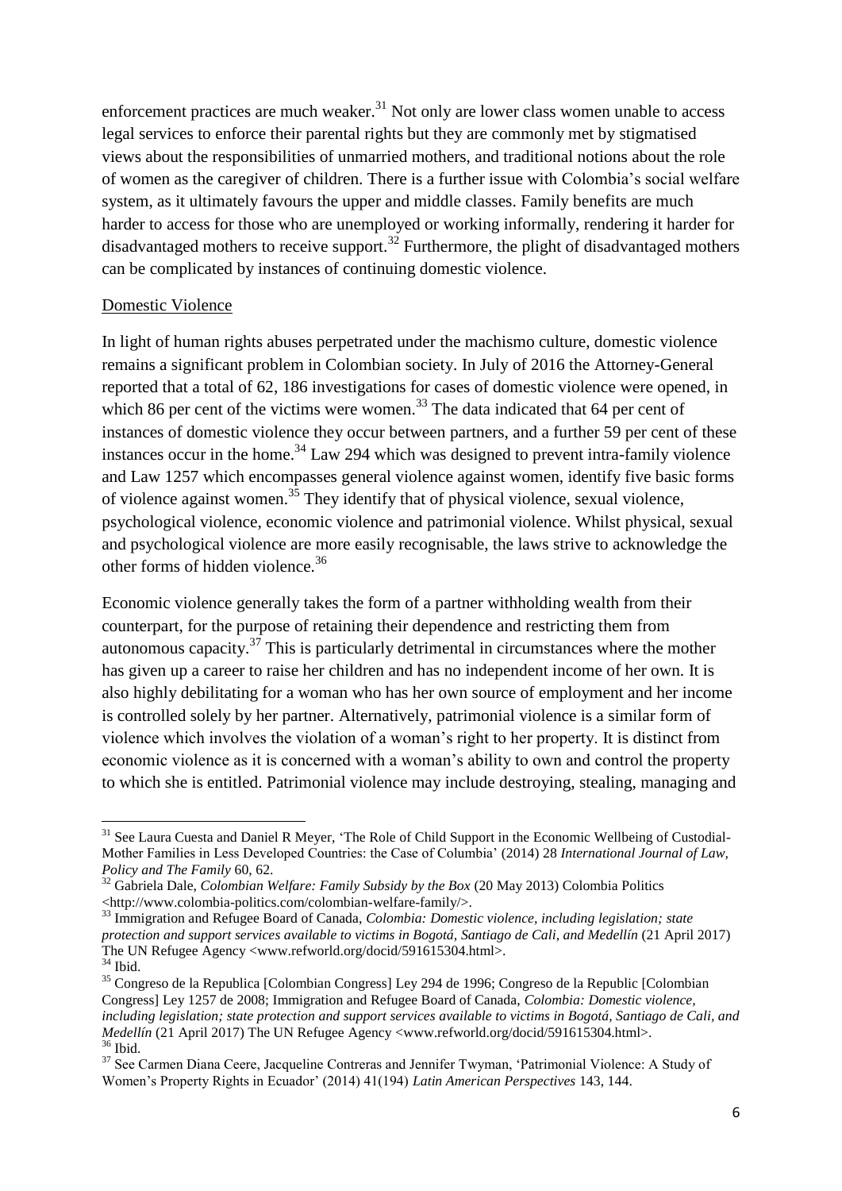enforcement practices are much weaker.[31] Not only are lower class women unable to access legal services to enforce their parental rights but they are commonly met by stigmatised views about the responsibilities of unmarried mothers, and traditional notions about the role of women as the caregiver of children. There is a further issue with Colombia's social welfare system, as it ultimately favours the upper and middle classes. Family benefits are much harder to access for those who are unemployed or working informally, rendering it harder for disadvantaged mothers to receive support.[32] Furthermore, the plight of disadvantaged mothers can be complicated by instances of continuing domestic violence.

<u>Domestic Violence</u>

In light of human rights abuses perpetrated under the machismo culture, domestic violence remains a significant problem in Colombian society. In July of 2016 the Attorney-General reported that a total of 62, 186 investigations for cases of domestic violence were opened, in which 86 per cent of the victims were women.[33] The data indicated that 64 per cent of instances of domestic violence they occur between partners, and a further 59 per cent of these instances occur in the home.[34] Law 294 which was designed to prevent intra-family violence and Law 1257 which encompasses general violence against women, identify five basic forms of violence against women.[35] They identify that of physical violence, sexual violence, psychological violence, economic violence and patrimonial violence. Whilst physical, sexual and psychological violence are more easily recognisable, the laws strive to acknowledge the other forms of hidden violence.[36]

Economic violence generally takes the form of a partner withholding wealth from their counterpart, for the purpose of retaining their dependence and restricting them from autonomous capacity.[37] This is particularly detrimental in circumstances where the mother has given up a career to raise her children and has no independent income of her own. It is also highly debilitating for a woman who has her own source of employment and her income is controlled solely by her partner. Alternatively, patrimonial violence is a similar form of violence which involves the violation of a woman's right to her property. It is distinct from economic violence as it is concerned with a woman's ability to own and control the property to which she is entitled. Patrimonial violence may include destroying, stealing, managing and

---

[31] See Laura Cuesta and Daniel R Meyer, 'The Role of Child Support in the Economic Wellbeing of Custodial-Mother Families in Less Developed Countries: the Case of Columbia' (2014) 28 *International Journal of Law, Policy and The Family* 60, 62.

[32] Gabriela Dale, *Colombian Welfare: Family Subsidy by the Box* (20 May 2013) Colombia Politics <http://www.colombia-politics.com/colombian-welfare-family/>.

[33] Immigration and Refugee Board of Canada, *Colombia: Domestic violence, including legislation; state protection and support services available to victims in Bogotá, Santiago de Cali, and Medellín* (21 April 2017) The UN Refugee Agency <www.refworld.org/docid/591615304.html>.

[34] Ibid.

[35] Congreso de la Republica [Colombian Congress] Ley 294 de 1996; Congreso de la Republic [Colombian Congress] Ley 1257 de 2008; Immigration and Refugee Board of Canada, *Colombia: Domestic violence, including legislation; state protection and support services available to victims in Bogotá, Santiago de Cali, and Medellín* (21 April 2017) The UN Refugee Agency <www.refworld.org/docid/591615304.html>.

[36] Ibid.

[37] See Carmen Diana Ceere, Jacqueline Contreras and Jennifer Twyman, 'Patrimonial Violence: A Study of Women's Property Rights in Ecuador' (2014) 41(194) *Latin American Perspectives* 143, 144.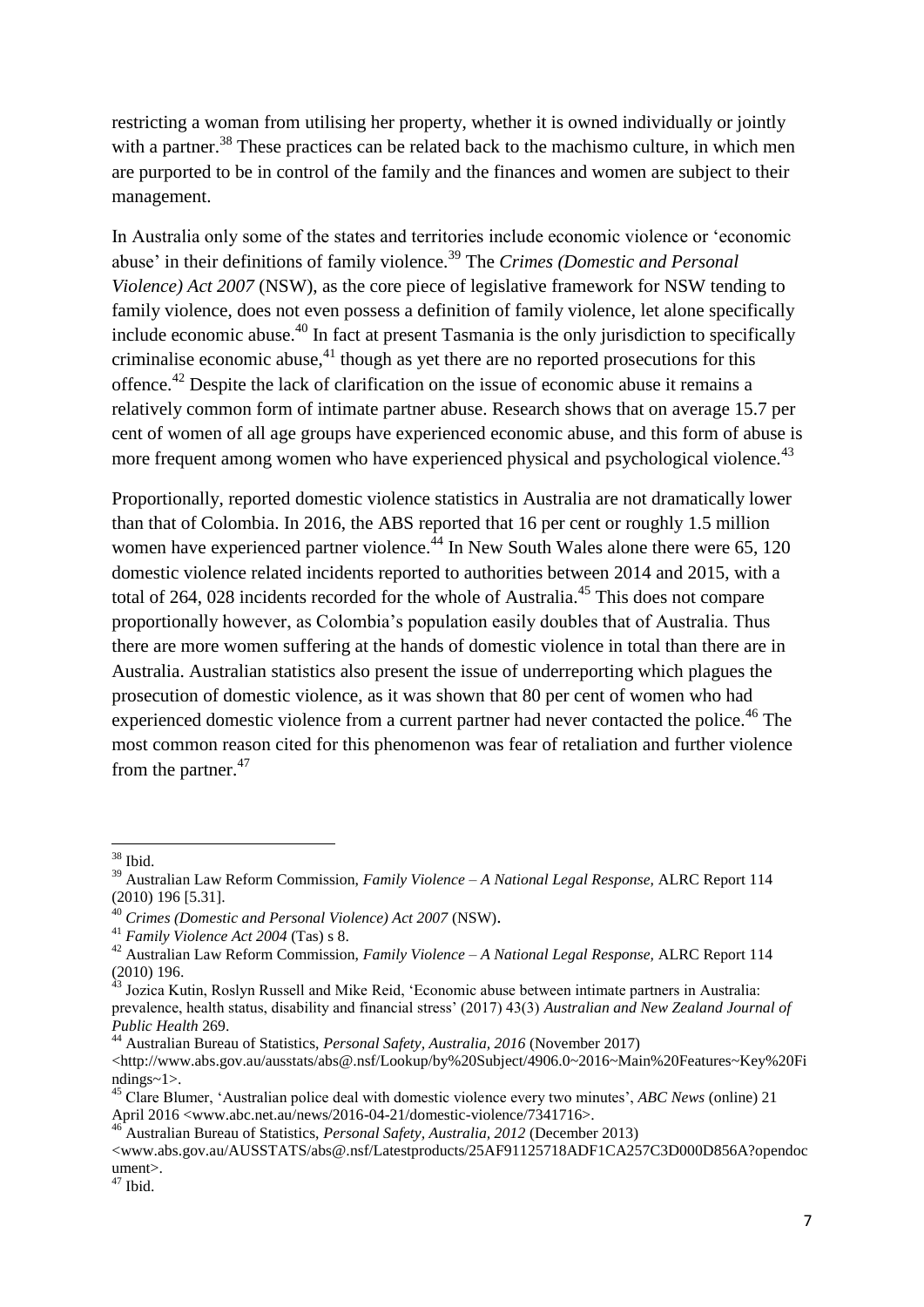restricting a woman from utilising her property, whether it is owned individually or jointly with a partner.[38] These practices can be related back to the machismo culture, in which men are purported to be in control of the family and the finances and women are subject to their management.

In Australia only some of the states and territories include economic violence or 'economic abuse' in their definitions of family violence.[39] The *Crimes (Domestic and Personal Violence) Act 2007* (NSW), as the core piece of legislative framework for NSW tending to family violence, does not even possess a definition of family violence, let alone specifically include economic abuse.[40] In fact at present Tasmania is the only jurisdiction to specifically criminalise economic abuse,[41] though as yet there are no reported prosecutions for this offence.[42] Despite the lack of clarification on the issue of economic abuse it remains a relatively common form of intimate partner abuse. Research shows that on average 15.7 per cent of women of all age groups have experienced economic abuse, and this form of abuse is more frequent among women who have experienced physical and psychological violence.[43]

Proportionally, reported domestic violence statistics in Australia are not dramatically lower than that of Colombia. In 2016, the ABS reported that 16 per cent or roughly 1.5 million women have experienced partner violence.[44] In New South Wales alone there were 65, 120 domestic violence related incidents reported to authorities between 2014 and 2015, with a total of 264, 028 incidents recorded for the whole of Australia.[45] This does not compare proportionally however, as Colombia's population easily doubles that of Australia. Thus there are more women suffering at the hands of domestic violence in total than there are in Australia. Australian statistics also present the issue of underreporting which plagues the prosecution of domestic violence, as it was shown that 80 per cent of women who had experienced domestic violence from a current partner had never contacted the police.[46] The most common reason cited for this phenomenon was fear of retaliation and further violence from the partner.[47]

---

[38] Ibid.

[39] Australian Law Reform Commission, *Family Violence – A National Legal Response,* ALRC Report 114 (2010) 196 [5.31].

[40] *Crimes (Domestic and Personal Violence) Act 2007* (NSW).

[41] *Family Violence Act 2004* (Tas) s 8.

[42] Australian Law Reform Commission, *Family Violence – A National Legal Response,* ALRC Report 114 (2010) 196.

[43] Jozica Kutin, Roslyn Russell and Mike Reid, 'Economic abuse between intimate partners in Australia: prevalence, health status, disability and financial stress' (2017) 43(3) *Australian and New Zealand Journal of Public Health* 269.

[44] Australian Bureau of Statistics, *Personal Safety, Australia, 2016* (November 2017) <http://www.abs.gov.au/ausstats/abs@.nsf/Lookup/by%20Subject/4906.0~2016~Main%20Features~Key%20Findings~1>.

[45] Clare Blumer, 'Australian police deal with domestic violence every two minutes', *ABC News* (online) 21 April 2016 <www.abc.net.au/news/2016-04-21/domestic-violence/7341716>.

[46] Australian Bureau of Statistics, *Personal Safety, Australia, 2012* (December 2013) <www.abs.gov.au/AUSSTATS/abs@.nsf/Latestproducts/25AF91125718ADF1CA257C3D000D856A?opendocument>.

[47] Ibid.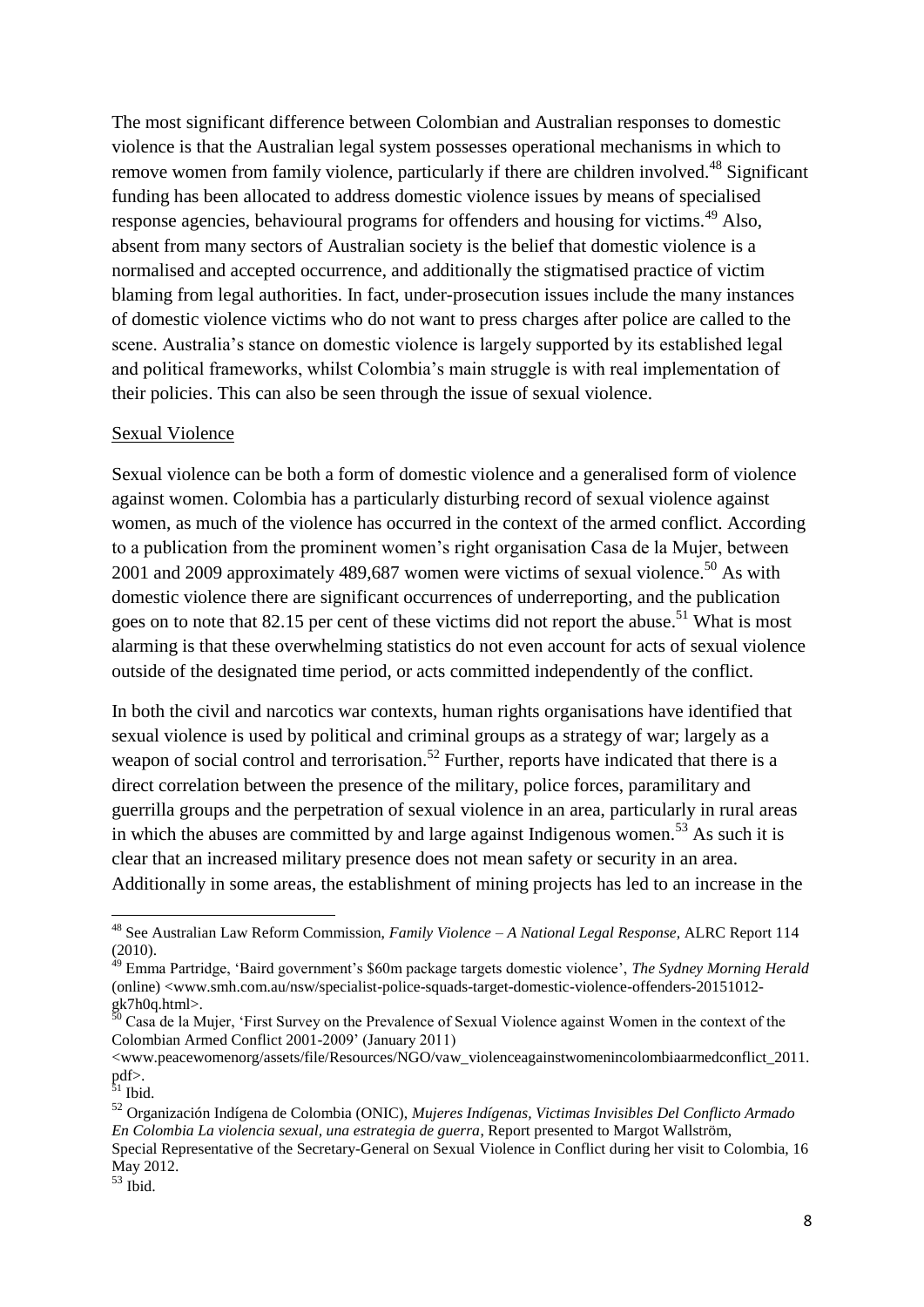The most significant difference between Colombian and Australian responses to domestic violence is that the Australian legal system possesses operational mechanisms in which to remove women from family violence, particularly if there are children involved.[48] Significant funding has been allocated to address domestic violence issues by means of specialised response agencies, behavioural programs for offenders and housing for victims.[49] Also, absent from many sectors of Australian society is the belief that domestic violence is a normalised and accepted occurrence, and additionally the stigmatised practice of victim blaming from legal authorities. In fact, under-prosecution issues include the many instances of domestic violence victims who do not want to press charges after police are called to the scene. Australia's stance on domestic violence is largely supported by its established legal and political frameworks, whilst Colombia's main struggle is with real implementation of their policies. This can also be seen through the issue of sexual violence.

## Sexual Violence

Sexual violence can be both a form of domestic violence and a generalised form of violence against women. Colombia has a particularly disturbing record of sexual violence against women, as much of the violence has occurred in the context of the armed conflict. According to a publication from the prominent women's right organisation Casa de la Mujer, between 2001 and 2009 approximately 489,687 women were victims of sexual violence.[50] As with domestic violence there are significant occurrences of underreporting, and the publication goes on to note that 82.15 per cent of these victims did not report the abuse.[51] What is most alarming is that these overwhelming statistics do not even account for acts of sexual violence outside of the designated time period, or acts committed independently of the conflict.

In both the civil and narcotics war contexts, human rights organisations have identified that sexual violence is used by political and criminal groups as a strategy of war; largely as a weapon of social control and terrorisation.[52] Further, reports have indicated that there is a direct correlation between the presence of the military, police forces, paramilitary and guerrilla groups and the perpetration of sexual violence in an area, particularly in rural areas in which the abuses are committed by and large against Indigenous women.[53] As such it is clear that an increased military presence does not mean safety or security in an area. Additionally in some areas, the establishment of mining projects has led to an increase in the

---

[48] See Australian Law Reform Commission, *Family Violence – A National Legal Response,* ALRC Report 114 (2010).

[49] Emma Partridge, 'Baird government's $60m package targets domestic violence', *The Sydney Morning Herald* (online) <www.smh.com.au/nsw/specialist-police-squads-target-domestic-violence-offenders-20151012-gk7h0q.html>.

[50] Casa de la Mujer, 'First Survey on the Prevalence of Sexual Violence against Women in the context of the Colombian Armed Conflict 2001-2009' (January 2011) <www.peacewomenorg/assets/file/Resources/NGO/vaw_violenceagainstwomenincolombiaarmedconflict_2011.pdf>.

[51] Ibid.

[52] Organización Indígena de Colombia (ONIC), *Mujeres Indígenas, Victimas Invisibles Del Conflicto Armado En Colombia La violencia sexual, una estrategia de guerra*, Report presented to Margot Wallström, Special Representative of the Secretary-General on Sexual Violence in Conflict during her visit to Colombia, 16 May 2012.

[53] Ibid.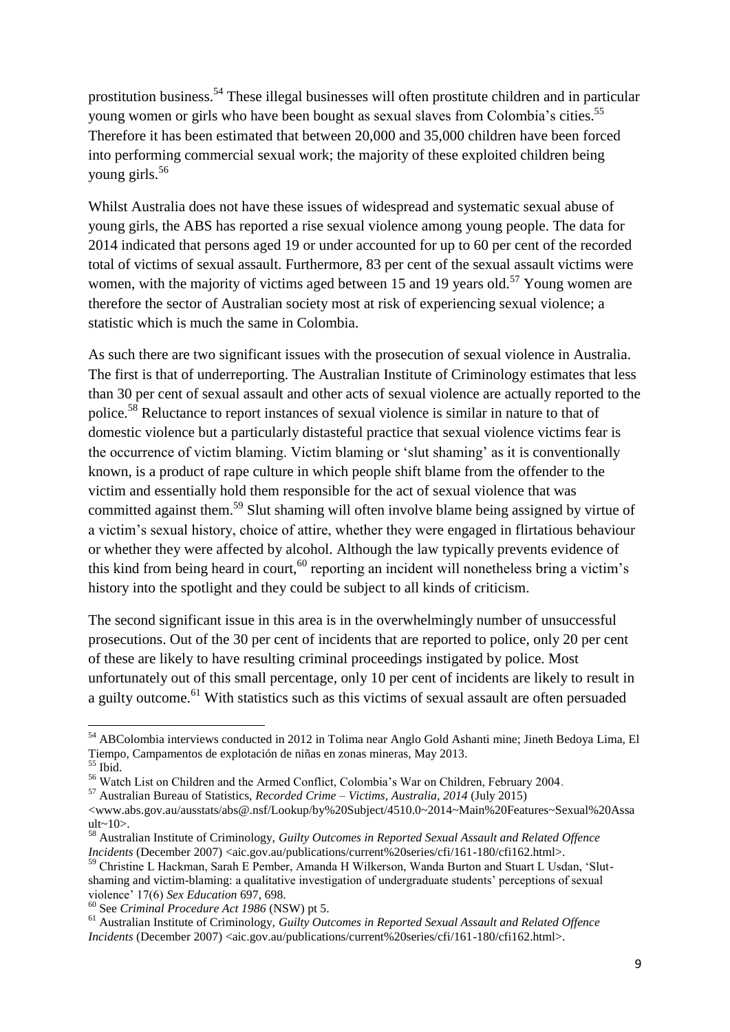prostitution business.[54] These illegal businesses will often prostitute children and in particular young women or girls who have been bought as sexual slaves from Colombia's cities.[55] Therefore it has been estimated that between 20,000 and 35,000 children have been forced into performing commercial sexual work; the majority of these exploited children being young girls.[56]

Whilst Australia does not have these issues of widespread and systematic sexual abuse of young girls, the ABS has reported a rise sexual violence among young people. The data for 2014 indicated that persons aged 19 or under accounted for up to 60 per cent of the recorded total of victims of sexual assault. Furthermore, 83 per cent of the sexual assault victims were women, with the majority of victims aged between 15 and 19 years old.[57] Young women are therefore the sector of Australian society most at risk of experiencing sexual violence; a statistic which is much the same in Colombia.

As such there are two significant issues with the prosecution of sexual violence in Australia. The first is that of underreporting. The Australian Institute of Criminology estimates that less than 30 per cent of sexual assault and other acts of sexual violence are actually reported to the police.[58] Reluctance to report instances of sexual violence is similar in nature to that of domestic violence but a particularly distasteful practice that sexual violence victims fear is the occurrence of victim blaming. Victim blaming or 'slut shaming' as it is conventionally known, is a product of rape culture in which people shift blame from the offender to the victim and essentially hold them responsible for the act of sexual violence that was committed against them.[59] Slut shaming will often involve blame being assigned by virtue of a victim's sexual history, choice of attire, whether they were engaged in flirtatious behaviour or whether they were affected by alcohol. Although the law typically prevents evidence of this kind from being heard in court,[60] reporting an incident will nonetheless bring a victim's history into the spotlight and they could be subject to all kinds of criticism.

The second significant issue in this area is in the overwhelmingly number of unsuccessful prosecutions. Out of the 30 per cent of incidents that are reported to police, only 20 per cent of these are likely to have resulting criminal proceedings instigated by police. Most unfortunately out of this small percentage, only 10 per cent of incidents are likely to result in a guilty outcome.[61] With statistics such as this victims of sexual assault are often persuaded

---

[54] ABColombia interviews conducted in 2012 in Tolima near Anglo Gold Ashanti mine; Jineth Bedoya Lima, El Tiempo, Campamentos de explotación de niñas en zonas mineras, May 2013.

[55] Ibid.

[56] Watch List on Children and the Armed Conflict, Colombia's War on Children, February 2004.

[57] Australian Bureau of Statistics, *Recorded Crime – Victims, Australia, 2014* (July 2015) <www.abs.gov.au/ausstats/abs@.nsf/Lookup/by%20Subject/4510.0~2014~Main%20Features~Sexual%20Assault~10>.

[58] Australian Institute of Criminology, *Guilty Outcomes in Reported Sexual Assault and Related Offence Incidents* (December 2007) <aic.gov.au/publications/current%20series/cfi/161-180/cfi162.html>.

[59] Christine L Hackman, Sarah E Pember, Amanda H Wilkerson, Wanda Burton and Stuart L Usdan, 'Slut-shaming and victim-blaming: a qualitative investigation of undergraduate students' perceptions of sexual violence' 17(6) *Sex Education* 697, 698.

[60] See *Criminal Procedure Act 1986* (NSW) pt 5.

[61] Australian Institute of Criminology, *Guilty Outcomes in Reported Sexual Assault and Related Offence Incidents* (December 2007) <aic.gov.au/publications/current%20series/cfi/161-180/cfi162.html>.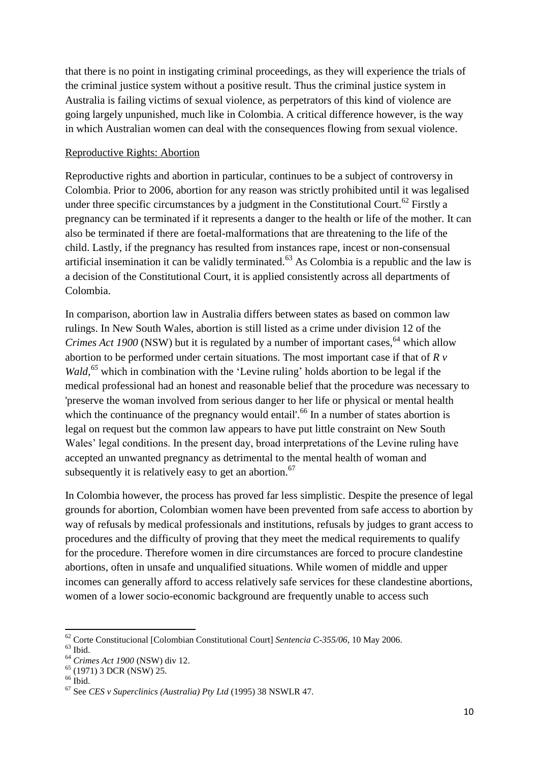that there is no point in instigating criminal proceedings, as they will experience the trials of the criminal justice system without a positive result. Thus the criminal justice system in Australia is failing victims of sexual violence, as perpetrators of this kind of violence are going largely unpunished, much like in Colombia. A critical difference however, is the way in which Australian women can deal with the consequences flowing from sexual violence.

## Reproductive Rights: Abortion

Reproductive rights and abortion in particular, continues to be a subject of controversy in Colombia. Prior to 2006, abortion for any reason was strictly prohibited until it was legalised under three specific circumstances by a judgment in the Constitutional Court.[62] Firstly a pregnancy can be terminated if it represents a danger to the health or life of the mother. It can also be terminated if there are foetal-malformations that are threatening to the life of the child. Lastly, if the pregnancy has resulted from instances rape, incest or non-consensual artificial insemination it can be validly terminated.[63] As Colombia is a republic and the law is a decision of the Constitutional Court, it is applied consistently across all departments of Colombia.

In comparison, abortion law in Australia differs between states as based on common law rulings. In New South Wales, abortion is still listed as a crime under division 12 of the *Crimes Act 1900* (NSW) but it is regulated by a number of important cases,[64] which allow abortion to be performed under certain situations. The most important case if that of *R v Wald,*[65] which in combination with the 'Levine ruling' holds abortion to be legal if the medical professional had an honest and reasonable belief that the procedure was necessary to 'preserve the woman involved from serious danger to her life or physical or mental health which the continuance of the pregnancy would entail'.[66] In a number of states abortion is legal on request but the common law appears to have put little constraint on New South Wales' legal conditions. In the present day, broad interpretations of the Levine ruling have accepted an unwanted pregnancy as detrimental to the mental health of woman and subsequently it is relatively easy to get an abortion.[67]

In Colombia however, the process has proved far less simplistic. Despite the presence of legal grounds for abortion, Colombian women have been prevented from safe access to abortion by way of refusals by medical professionals and institutions, refusals by judges to grant access to procedures and the difficulty of proving that they meet the medical requirements to qualify for the procedure. Therefore women in dire circumstances are forced to procure clandestine abortions, often in unsafe and unqualified situations. While women of middle and upper incomes can generally afford to access relatively safe services for these clandestine abortions, women of a lower socio-economic background are frequently unable to access such

---

[62] Corte Constitucional [Colombian Constitutional Court] *Sentencia C-355/06*, 10 May 2006.

[63] Ibid.

[64] *Crimes Act 1900* (NSW) div 12.

[65] (1971) 3 DCR (NSW) 25.

[66] Ibid.

[67] See *CES v Superclinics (Australia) Pty Ltd* (1995) 38 NSWLR 47.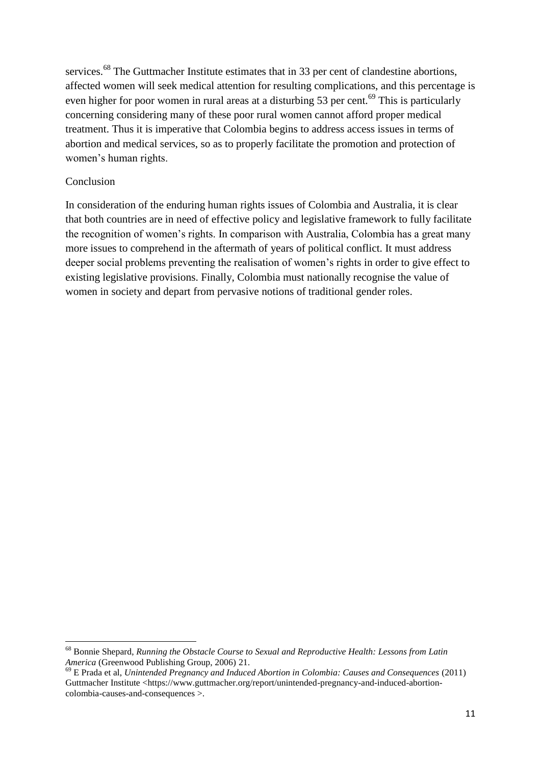services.[68] The Guttmacher Institute estimates that in 33 per cent of clandestine abortions, affected women will seek medical attention for resulting complications, and this percentage is even higher for poor women in rural areas at a disturbing 53 per cent.[69] This is particularly concerning considering many of these poor rural women cannot afford proper medical treatment. Thus it is imperative that Colombia begins to address access issues in terms of abortion and medical services, so as to properly facilitate the promotion and protection of women's human rights.

## Conclusion

In consideration of the enduring human rights issues of Colombia and Australia, it is clear that both countries are in need of effective policy and legislative framework to fully facilitate the recognition of women's rights. In comparison with Australia, Colombia has a great many more issues to comprehend in the aftermath of years of political conflict. It must address deeper social problems preventing the realisation of women's rights in order to give effect to existing legislative provisions. Finally, Colombia must nationally recognise the value of women in society and depart from pervasive notions of traditional gender roles.

---

[68] Bonnie Shepard, *Running the Obstacle Course to Sexual and Reproductive Health: Lessons from Latin America* (Greenwood Publishing Group, 2006) 21.

[69] E Prada et al, *Unintended Pregnancy and Induced Abortion in Colombia: Causes and Consequences* (2011) Guttmacher Institute <https://www.guttmacher.org/report/unintended-pregnancy-and-induced-abortion-colombia-causes-and-consequences >.